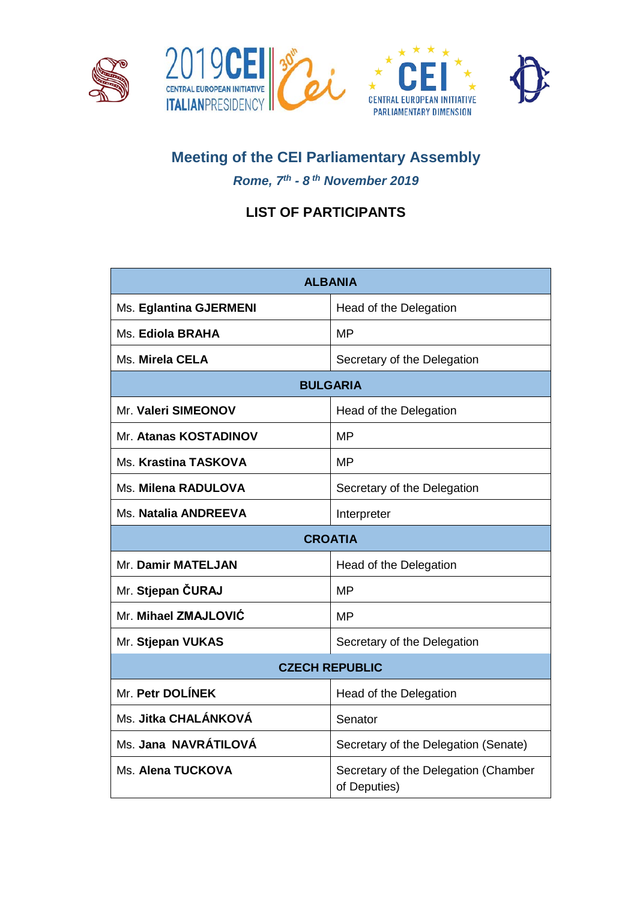# Meeting of the CEI Parliamentary Assembly

***Rome, 7th - 8th November 2019***

## LIST OF PARTICIPANTS

| ALBANIA | |
|---|---|
| Ms. **Eglantina GJERMENI** | Head of the Delegation |
| Ms. **Ediola BRAHA** | MP |
| Ms. **Mirela CELA** | Secretary of the Delegation |
| **BULGARIA** | |
| Mr. **Valeri SIMEONOV** | Head of the Delegation |
| Mr. **Atanas KOSTADINOV** | MP |
| Ms. **Krastina TASKOVA** | MP |
| Ms. **Milena RADULOVA** | Secretary of the Delegation |
| Ms. **Natalia ANDREEVA** | Interpreter |
| **CROATIA** | |
| Mr. **Damir MATELJAN** | Head of the Delegation |
| Mr. **Stjepan ČURAJ** | MP |
| Mr. **Mihael ZMAJLOVIĆ** | MP |
| Mr. **Stjepan VUKAS** | Secretary of the Delegation |
| **CZECH REPUBLIC** | |
| Mr. **Petr DOLÍNEK** | Head of the Delegation |
| Ms. **Jitka CHALÁNKOVÁ** | Senator |
| Ms. **Jana NAVRÁTILOVÁ** | Secretary of the Delegation (Senate) |
| Ms. **Alena TUCKOVA** | Secretary of the Delegation (Chamber of Deputies) |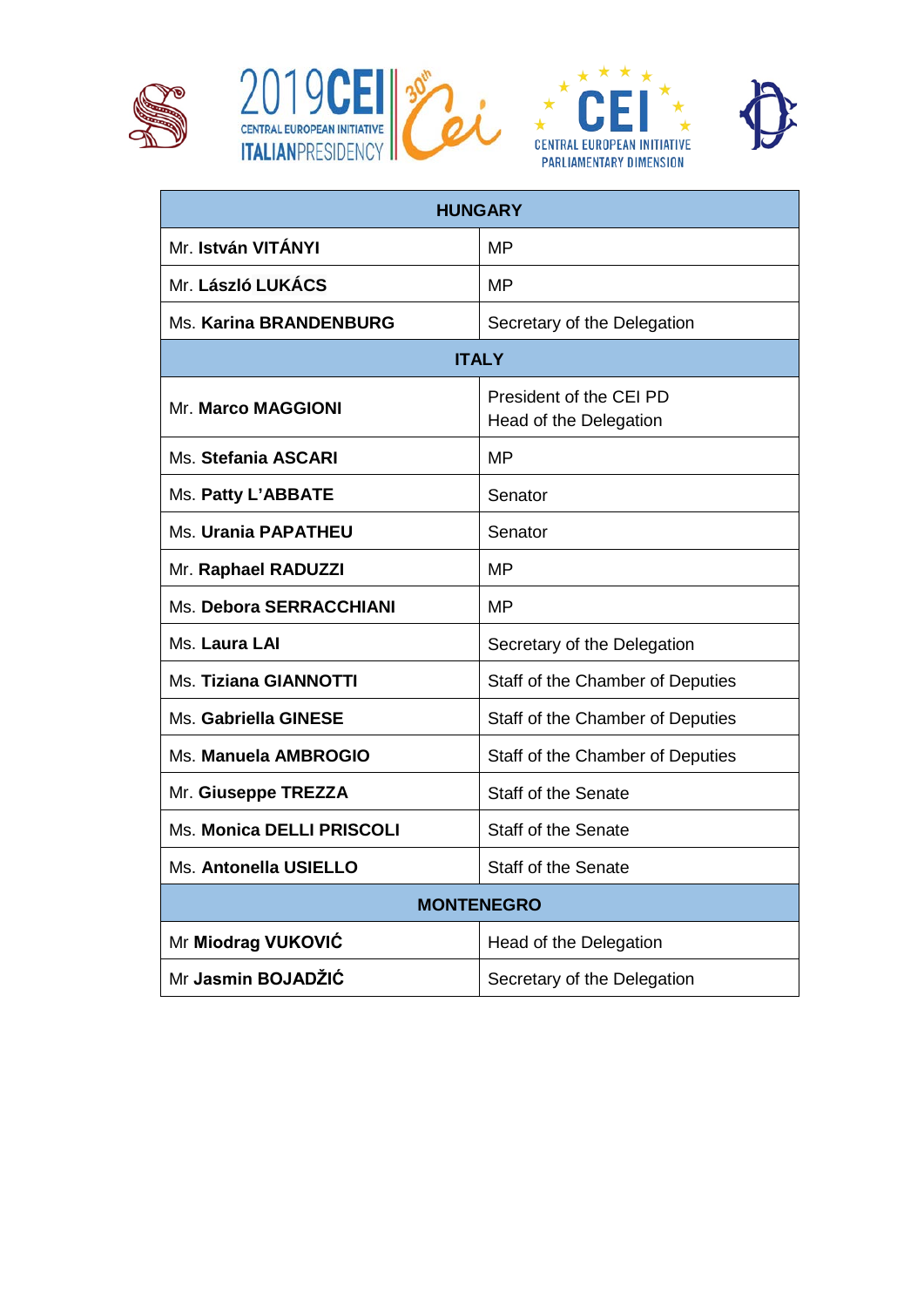| HUNGARY | |
|---|---|
| Mr. **István VITÁNYI** | MP |
| Mr. **László LUKÁCS** | MP |
| Ms. **Karina BRANDENBURG** | Secretary of the Delegation |
| **ITALY** | |
| Mr. **Marco MAGGIONI** | President of the CEI PD<br>Head of the Delegation |
| Ms. **Stefania ASCARI** | MP |
| Ms. **Patty L'ABBATE** | Senator |
| Ms. **Urania PAPATHEU** | Senator |
| Mr. **Raphael RADUZZI** | MP |
| Ms. **Debora SERRACCHIANI** | MP |
| Ms. **Laura LAI** | Secretary of the Delegation |
| Ms. **Tiziana GIANNOTTI** | Staff of the Chamber of Deputies |
| Ms. **Gabriella GINESE** | Staff of the Chamber of Deputies |
| Ms. **Manuela AMBROGIO** | Staff of the Chamber of Deputies |
| Mr. **Giuseppe TREZZA** | Staff of the Senate |
| Ms. **Monica DELLI PRISCOLI** | Staff of the Senate |
| Ms. **Antonella USIELLO** | Staff of the Senate |
| **MONTENEGRO** | |
| Mr **Miodrag VUKOVIĆ** | Head of the Delegation |
| Mr **Jasmin BOJADŽIĆ** | Secretary of the Delegation |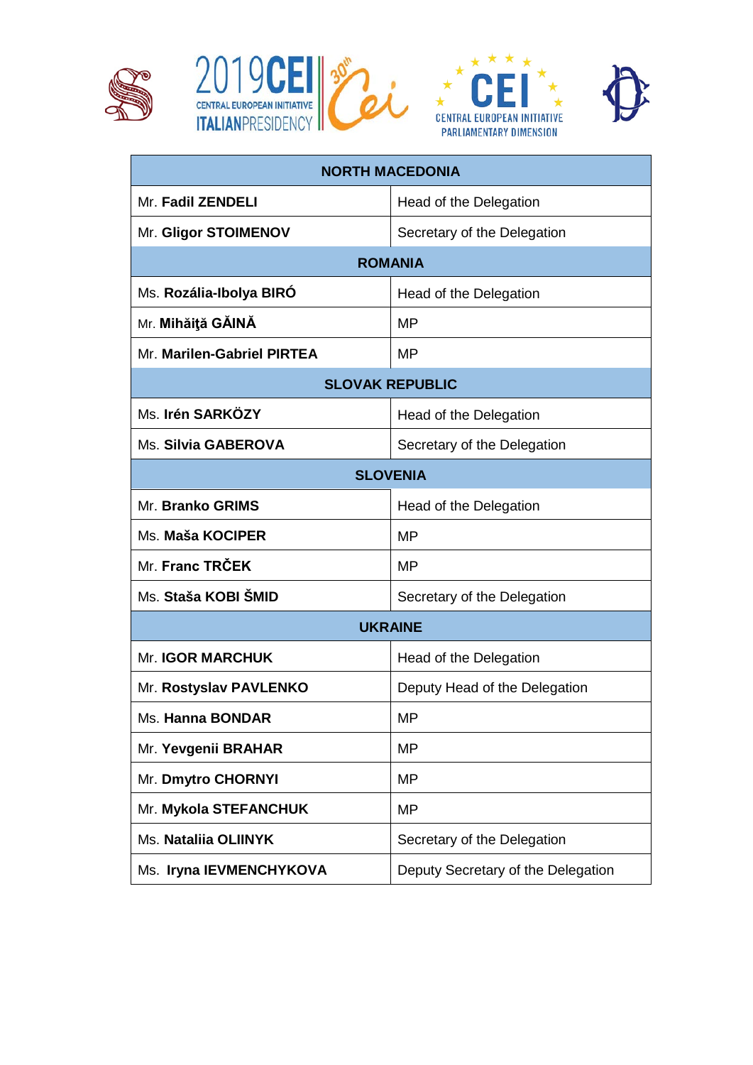| NORTH MACEDONIA | |
|---|---|
| Mr. **Fadil ZENDELI** | Head of the Delegation |
| Mr. **Gligor STOIMENOV** | Secretary of the Delegation |
| **ROMANIA** | |
| Ms. **Rozália-Ibolya BIRÓ** | Head of the Delegation |
| Mr. **Mihăiţă GĂINĂ** | MP |
| Mr. **Marilen-Gabriel PIRTEA** | MP |
| **SLOVAK REPUBLIC** | |
| Ms. **Irén SARKÖZY** | Head of the Delegation |
| Ms. **Silvia GABEROVA** | Secretary of the Delegation |
| **SLOVENIA** | |
| Mr. **Branko GRIMS** | Head of the Delegation |
| Ms. **Maša KOCIPER** | MP |
| Mr. **Franc TRČEK** | MP |
| Ms. **Staša KOBI ŠMID** | Secretary of the Delegation |
| **UKRAINE** | |
| Mr. **IGOR MARCHUK** | Head of the Delegation |
| Mr. **Rostyslav PAVLENKO** | Deputy Head of the Delegation |
| Ms. **Hanna BONDAR** | MP |
| Mr. **Yevgenii BRAHAR** | MP |
| Mr. **Dmytro CHORNYI** | MP |
| Mr. **Mykola STEFANCHUK** | MP |
| Ms. **Nataliia OLIINYK** | Secretary of the Delegation |
| Ms. **Iryna IEVMENCHYKOVA** | Deputy Secretary of the Delegation |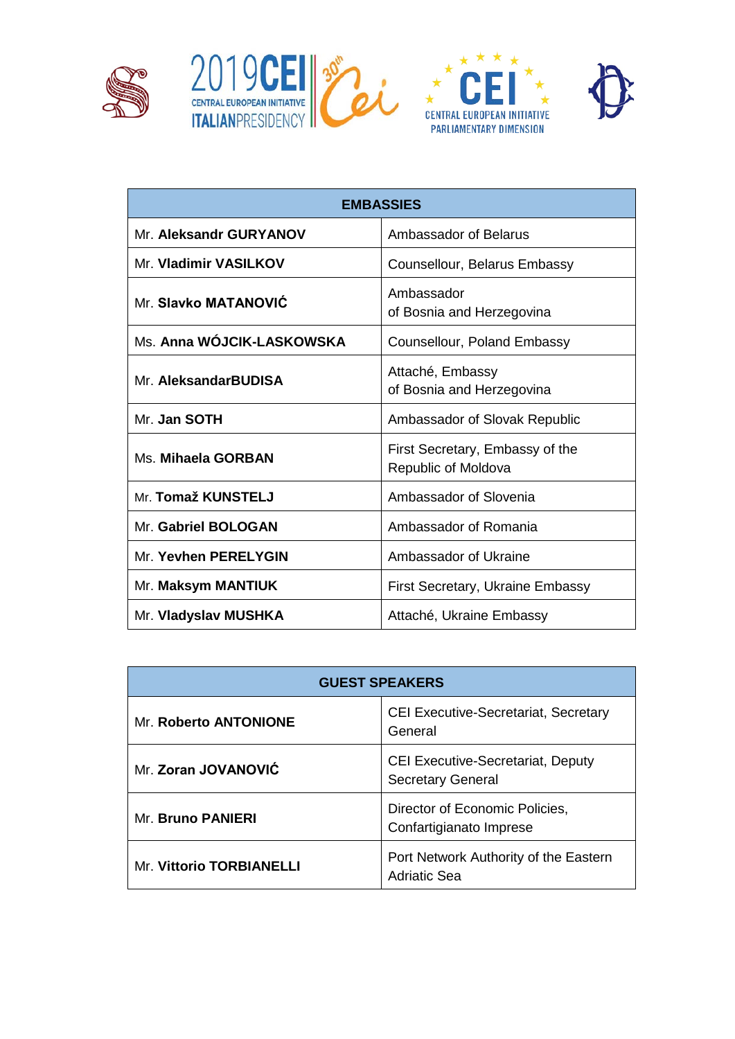| EMBASSIES | |
|---|---|
| Mr. **Aleksandr GURYANOV** | Ambassador of Belarus |
| Mr. **Vladimir VASILKOV** | Counsellour, Belarus Embassy |
| Mr. **Slavko MATANOVIĆ** | Ambassador of Bosnia and Herzegovina |
| Ms. **Anna WÓJCIK-LASKOWSKA** | Counsellour, Poland Embassy |
| Mr. **AleksandarBUDISA** | Attaché, Embassy of Bosnia and Herzegovina |
| Mr. **Jan SOTH** | Ambassador of Slovak Republic |
| Ms. **Mihaela GORBAN** | First Secretary, Embassy of the Republic of Moldova |
| Mr. **Tomaž KUNSTELJ** | Ambassador of Slovenia |
| Mr. **Gabriel BOLOGAN** | Ambassador of Romania |
| Mr. **Yevhen PERELYGIN** | Ambassador of Ukraine |
| Mr. **Maksym MANTIUK** | First Secretary, Ukraine Embassy |
| Mr. **Vladyslav MUSHKA** | Attaché, Ukraine Embassy |

| GUEST SPEAKERS | |
|---|---|
| Mr. **Roberto ANTONIONE** | CEI Executive-Secretariat, Secretary General |
| Mr. **Zoran JOVANOVIĆ** | CEI Executive-Secretariat, Deputy Secretary General |
| Mr. **Bruno PANIERI** | Director of Economic Policies, Confartigianato Imprese |
| Mr. **Vittorio TORBIANELLI** | Port Network Authority of the Eastern Adriatic Sea |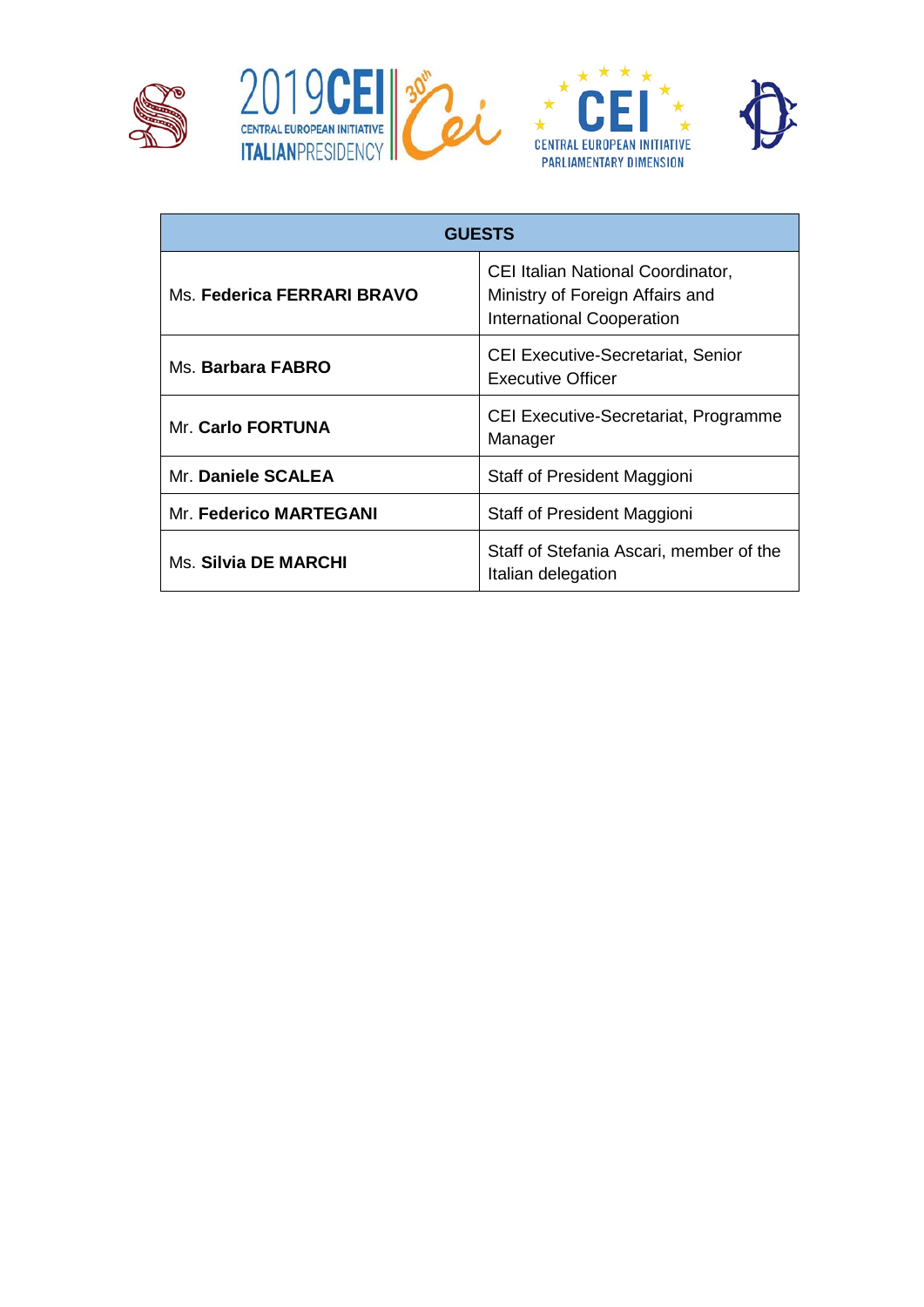| GUESTS | |
|---|---|
| Ms. **Federica FERRARI BRAVO** | CEI Italian National Coordinator, Ministry of Foreign Affairs and International Cooperation |
| Ms. **Barbara FABRO** | CEI Executive-Secretariat, Senior Executive Officer |
| Mr. **Carlo FORTUNA** | CEI Executive-Secretariat, Programme Manager |
| Mr. **Daniele SCALEA** | Staff of President Maggioni |
| Mr. **Federico MARTEGANI** | Staff of President Maggioni |
| Ms. **Silvia DE MARCHI** | Staff of Stefania Ascari, member of the Italian delegation |